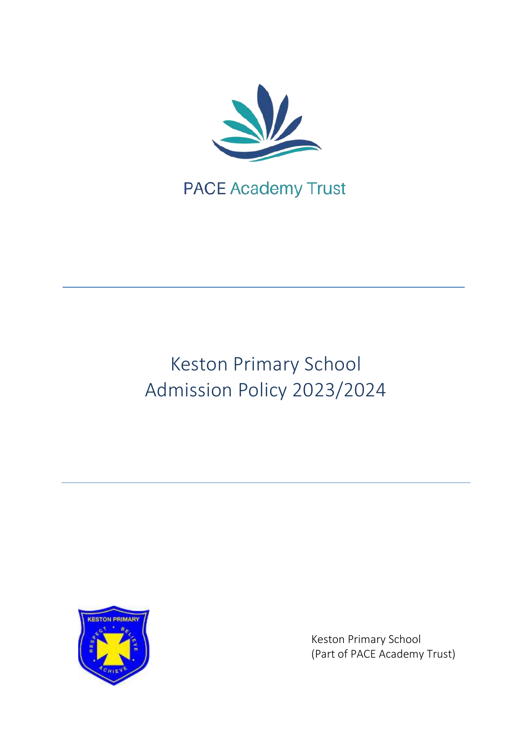PACE Academy Trust

# Keston Primary School
# Admission Policy 2023/2024

Keston Primary School
(Part of PACE Academy Trust)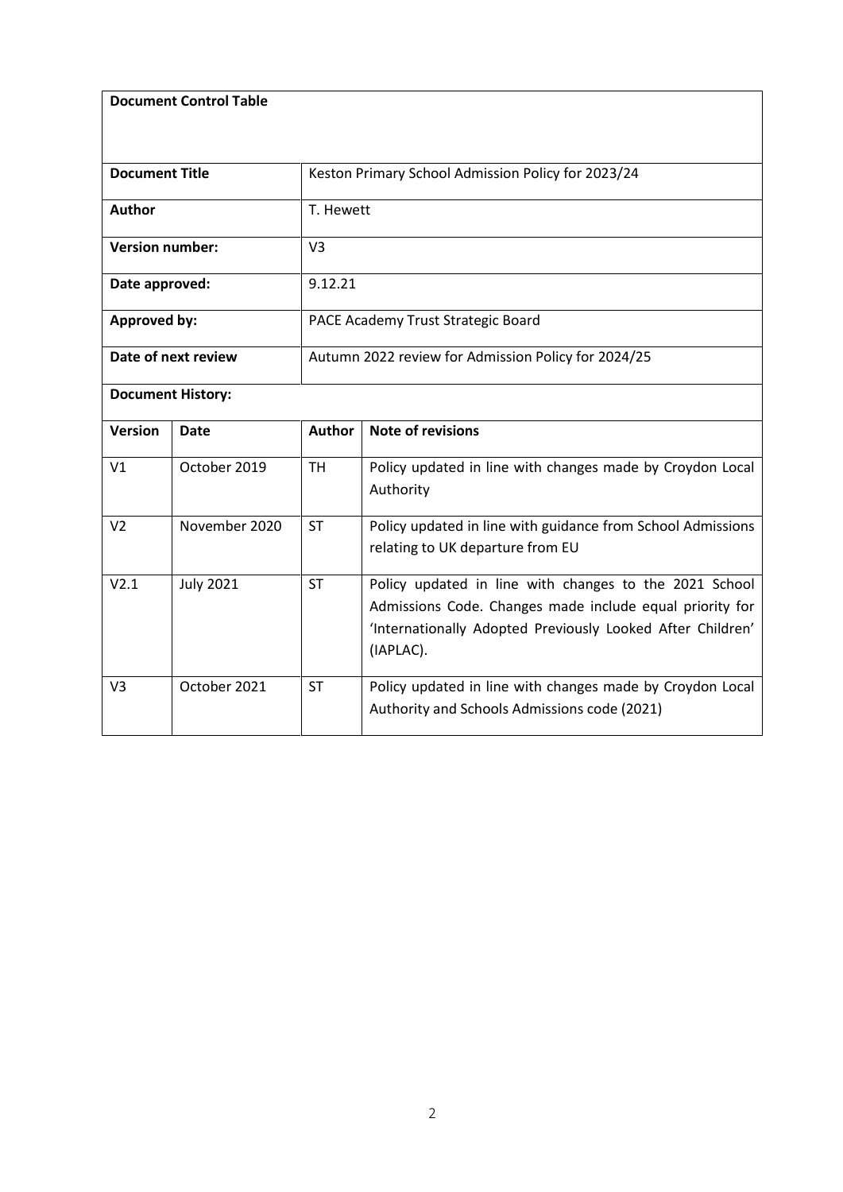**Document Control Table**

| | |
|---|---|
| **Document Title** | Keston Primary School Admission Policy for 2023/24 |
| **Author** | T. Hewett |
| **Version number:** | V3 |
| **Date approved:** | 9.12.21 |
| **Approved by:** | PACE Academy Trust Strategic Board |
| **Date of next review** | Autumn 2022 review for Admission Policy for 2024/25 |

**Document History:**

| **Version** | **Date** | **Author** | **Note of revisions** |
|---|---|---|---|
| V1 | October 2019 | TH | Policy updated in line with changes made by Croydon Local Authority |
| V2 | November 2020 | ST | Policy updated in line with guidance from School Admissions relating to UK departure from EU |
| V2.1 | July 2021 | ST | Policy updated in line with changes to the 2021 School Admissions Code. Changes made include equal priority for 'Internationally Adopted Previously Looked After Children' (IAPLAC). |
| V3 | October 2021 | ST | Policy updated in line with changes made by Croydon Local Authority and Schools Admissions code (2021) |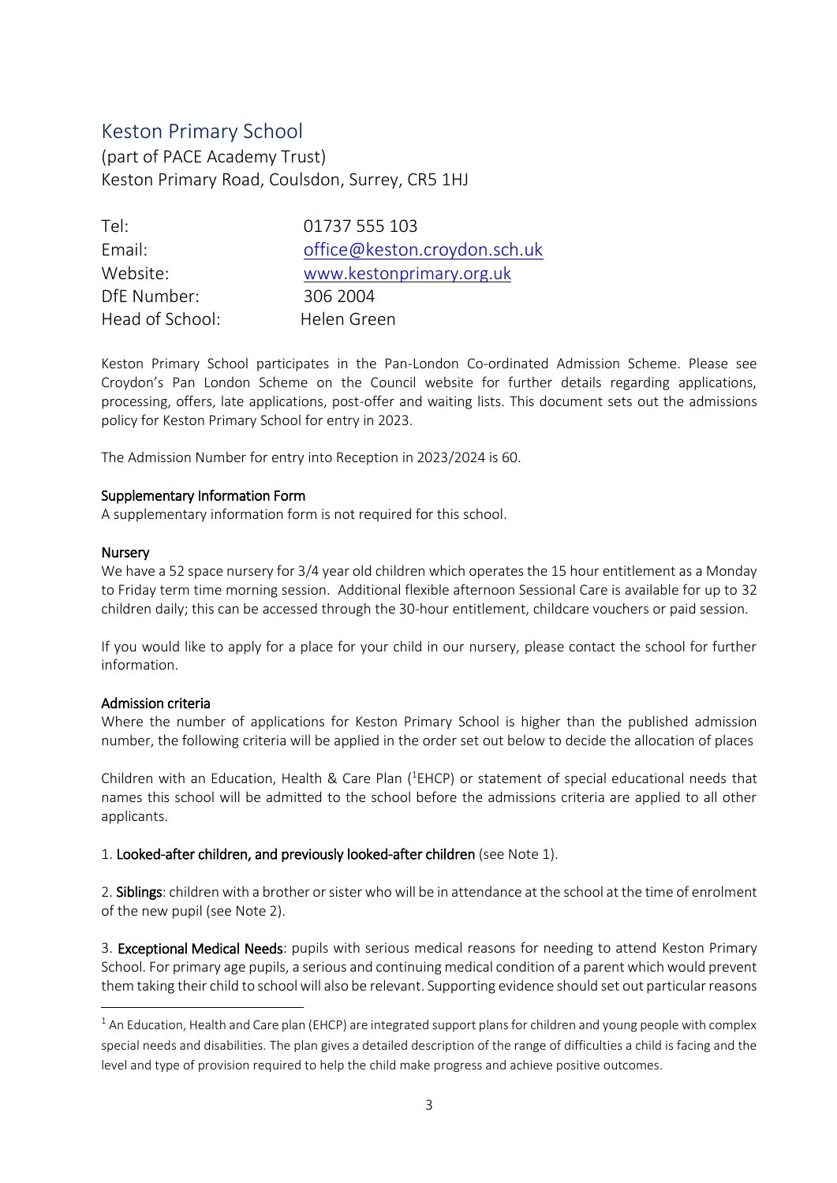# Keston Primary School

(part of PACE Academy Trust)
Keston Primary Road, Coulsdon, Surrey, CR5 1HJ

| | |
|---|---|
| Tel: | 01737 555 103 |
| Email: | office@keston.croydon.sch.uk |
| Website: | www.kestonprimary.org.uk |
| DfE Number: | 306 2004 |
| Head of School: | Helen Green |

Keston Primary School participates in the Pan-London Co-ordinated Admission Scheme. Please see Croydon's Pan London Scheme on the Council website for further details regarding applications, processing, offers, late applications, post-offer and waiting lists. This document sets out the admissions policy for Keston Primary School for entry in 2023.

The Admission Number for entry into Reception in 2023/2024 is 60.

**Supplementary Information Form**

A supplementary information form is not required for this school.

**Nursery**

We have a 52 space nursery for 3/4 year old children which operates the 15 hour entitlement as a Monday to Friday term time morning session. Additional flexible afternoon Sessional Care is available for up to 32 children daily; this can be accessed through the 30-hour entitlement, childcare vouchers or paid session.

If you would like to apply for a place for your child in our nursery, please contact the school for further information.

**Admission criteria**

Where the number of applications for Keston Primary School is higher than the published admission number, the following criteria will be applied in the order set out below to decide the allocation of places

Children with an Education, Health & Care Plan ([1]EHCP) or statement of special educational needs that names this school will be admitted to the school before the admissions criteria are applied to all other applicants.

1. **Looked-after children, and previously looked-after children** (see Note 1).

2. **Siblings**: children with a brother or sister who will be in attendance at the school at the time of enrolment of the new pupil (see Note 2).

3. **Exceptional Medical Needs**: pupils with serious medical reasons for needing to attend Keston Primary School. For primary age pupils, a serious and continuing medical condition of a parent which would prevent them taking their child to school will also be relevant. Supporting evidence should set out particular reasons

[1] An Education, Health and Care plan (EHCP) are integrated support plans for children and young people with complex special needs and disabilities. The plan gives a detailed description of the range of difficulties a child is facing and the level and type of provision required to help the child make progress and achieve positive outcomes.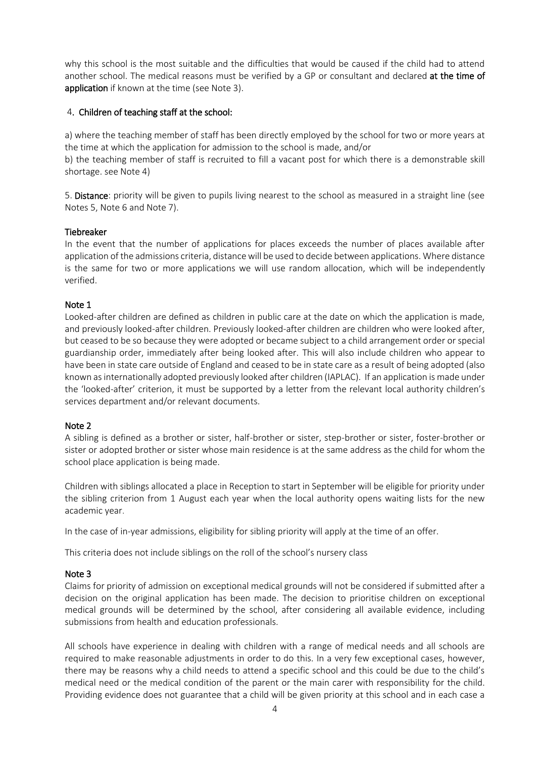why this school is the most suitable and the difficulties that would be caused if the child had to attend another school. The medical reasons must be verified by a GP or consultant and declared **at the time of application** if known at the time (see Note 3).

4. **Children of teaching staff at the school:**

a) where the teaching member of staff has been directly employed by the school for two or more years at the time at which the application for admission to the school is made, and/or

b) the teaching member of staff is recruited to fill a vacant post for which there is a demonstrable skill shortage. see Note 4)

5. **Distance**: priority will be given to pupils living nearest to the school as measured in a straight line (see Notes 5, Note 6 and Note 7).

**Tiebreaker**

In the event that the number of applications for places exceeds the number of places available after application of the admissions criteria, distance will be used to decide between applications. Where distance is the same for two or more applications we will use random allocation, which will be independently verified.

**Note 1**

Looked-after children are defined as children in public care at the date on which the application is made, and previously looked-after children. Previously looked-after children are children who were looked after, but ceased to be so because they were adopted or became subject to a child arrangement order or special guardianship order, immediately after being looked after. This will also include children who appear to have been in state care outside of England and ceased to be in state care as a result of being adopted (also known as internationally adopted previously looked after children (IAPLAC). If an application is made under the 'looked-after' criterion, it must be supported by a letter from the relevant local authority children's services department and/or relevant documents.

**Note 2**

A sibling is defined as a brother or sister, half-brother or sister, step-brother or sister, foster-brother or sister or adopted brother or sister whose main residence is at the same address as the child for whom the school place application is being made.

Children with siblings allocated a place in Reception to start in September will be eligible for priority under the sibling criterion from 1 August each year when the local authority opens waiting lists for the new academic year.

In the case of in-year admissions, eligibility for sibling priority will apply at the time of an offer.

This criteria does not include siblings on the roll of the school's nursery class

**Note 3**

Claims for priority of admission on exceptional medical grounds will not be considered if submitted after a decision on the original application has been made. The decision to prioritise children on exceptional medical grounds will be determined by the school, after considering all available evidence, including submissions from health and education professionals.

All schools have experience in dealing with children with a range of medical needs and all schools are required to make reasonable adjustments in order to do this. In a very few exceptional cases, however, there may be reasons why a child needs to attend a specific school and this could be due to the child's medical need or the medical condition of the parent or the main carer with responsibility for the child. Providing evidence does not guarantee that a child will be given priority at this school and in each case a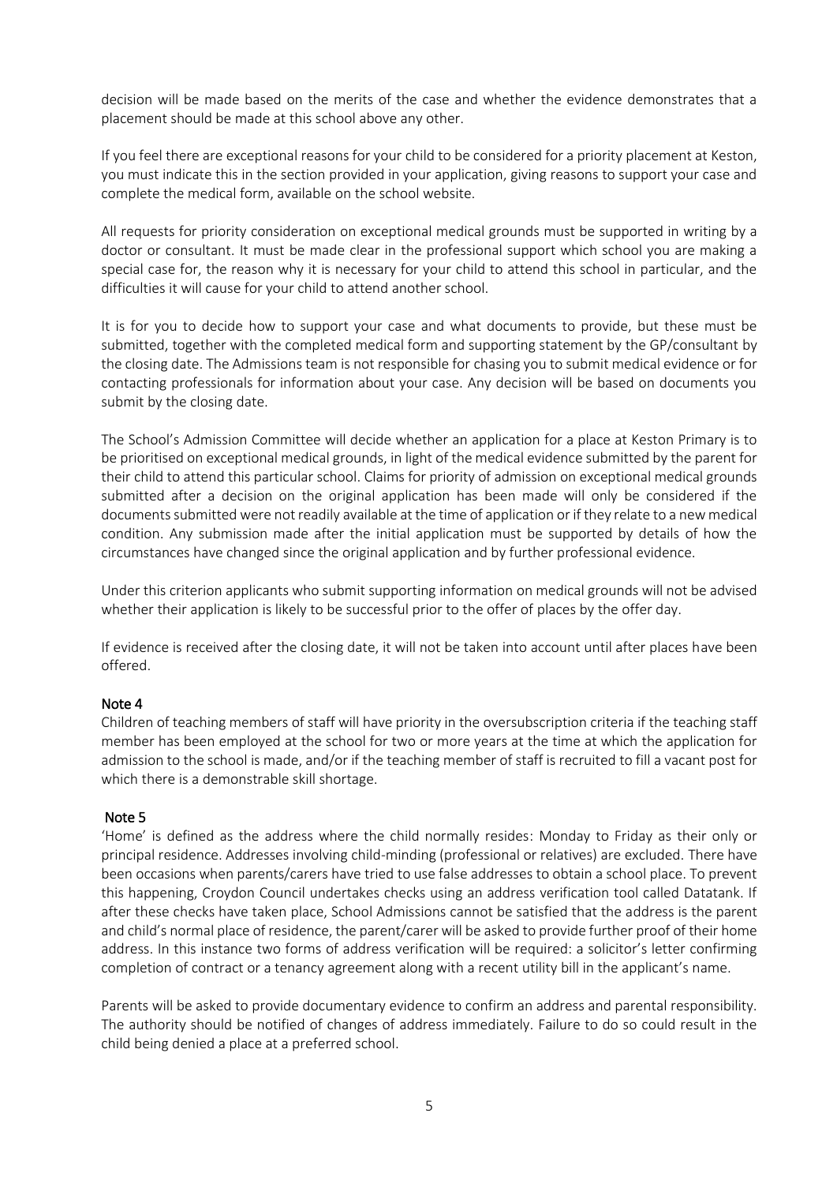decision will be made based on the merits of the case and whether the evidence demonstrates that a placement should be made at this school above any other.

If you feel there are exceptional reasons for your child to be considered for a priority placement at Keston, you must indicate this in the section provided in your application, giving reasons to support your case and complete the medical form, available on the school website.

All requests for priority consideration on exceptional medical grounds must be supported in writing by a doctor or consultant. It must be made clear in the professional support which school you are making a special case for, the reason why it is necessary for your child to attend this school in particular, and the difficulties it will cause for your child to attend another school.

It is for you to decide how to support your case and what documents to provide, but these must be submitted, together with the completed medical form and supporting statement by the GP/consultant by the closing date. The Admissions team is not responsible for chasing you to submit medical evidence or for contacting professionals for information about your case. Any decision will be based on documents you submit by the closing date.

The School's Admission Committee will decide whether an application for a place at Keston Primary is to be prioritised on exceptional medical grounds, in light of the medical evidence submitted by the parent for their child to attend this particular school. Claims for priority of admission on exceptional medical grounds submitted after a decision on the original application has been made will only be considered if the documents submitted were not readily available at the time of application or if they relate to a new medical condition. Any submission made after the initial application must be supported by details of how the circumstances have changed since the original application and by further professional evidence.

Under this criterion applicants who submit supporting information on medical grounds will not be advised whether their application is likely to be successful prior to the offer of places by the offer day.

If evidence is received after the closing date, it will not be taken into account until after places have been offered.

**Note 4**

Children of teaching members of staff will have priority in the oversubscription criteria if the teaching staff member has been employed at the school for two or more years at the time at which the application for admission to the school is made, and/or if the teaching member of staff is recruited to fill a vacant post for which there is a demonstrable skill shortage.

**Note 5**

'Home' is defined as the address where the child normally resides: Monday to Friday as their only or principal residence. Addresses involving child-minding (professional or relatives) are excluded. There have been occasions when parents/carers have tried to use false addresses to obtain a school place. To prevent this happening, Croydon Council undertakes checks using an address verification tool called Datatank. If after these checks have taken place, School Admissions cannot be satisfied that the address is the parent and child's normal place of residence, the parent/carer will be asked to provide further proof of their home address. In this instance two forms of address verification will be required: a solicitor's letter confirming completion of contract or a tenancy agreement along with a recent utility bill in the applicant's name.

Parents will be asked to provide documentary evidence to confirm an address and parental responsibility. The authority should be notified of changes of address immediately. Failure to do so could result in the child being denied a place at a preferred school.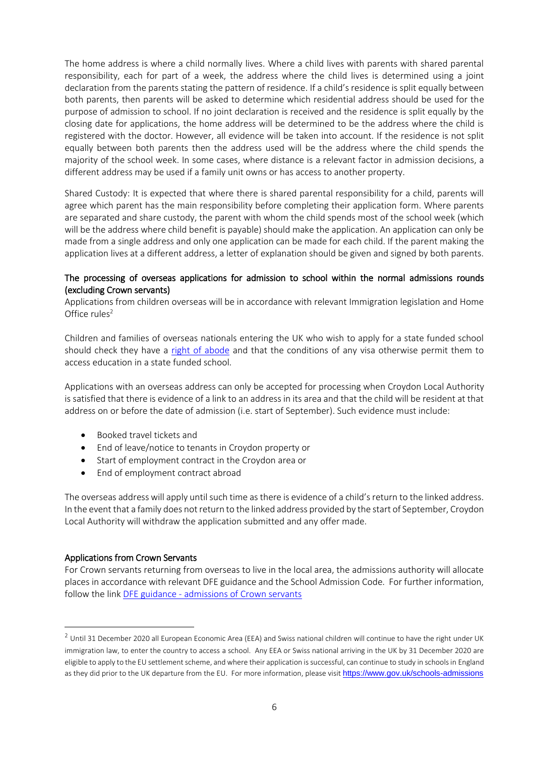The home address is where a child normally lives. Where a child lives with parents with shared parental responsibility, each for part of a week, the address where the child lives is determined using a joint declaration from the parents stating the pattern of residence. If a child's residence is split equally between both parents, then parents will be asked to determine which residential address should be used for the purpose of admission to school. If no joint declaration is received and the residence is split equally by the closing date for applications, the home address will be determined to be the address where the child is registered with the doctor. However, all evidence will be taken into account. If the residence is not split equally between both parents then the address used will be the address where the child spends the majority of the school week. In some cases, where distance is a relevant factor in admission decisions, a different address may be used if a family unit owns or has access to another property.

Shared Custody: It is expected that where there is shared parental responsibility for a child, parents will agree which parent has the main responsibility before completing their application form. Where parents are separated and share custody, the parent with whom the child spends most of the school week (which will be the address where child benefit is payable) should make the application. An application can only be made from a single address and only one application can be made for each child. If the parent making the application lives at a different address, a letter of explanation should be given and signed by both parents.

## The processing of overseas applications for admission to school within the normal admissions rounds (excluding Crown servants)

Applications from children overseas will be in accordance with relevant Immigration legislation and Home Office rules[2]

Children and families of overseas nationals entering the UK who wish to apply for a state funded school should check they have a right of abode and that the conditions of any visa otherwise permit them to access education in a state funded school.

Applications with an overseas address can only be accepted for processing when Croydon Local Authority is satisfied that there is evidence of a link to an address in its area and that the child will be resident at that address on or before the date of admission (i.e. start of September). Such evidence must include:

- Booked travel tickets and
- End of leave/notice to tenants in Croydon property or
- Start of employment contract in the Croydon area or
- End of employment contract abroad

The overseas address will apply until such time as there is evidence of a child's return to the linked address. In the event that a family does not return to the linked address provided by the start of September, Croydon Local Authority will withdraw the application submitted and any offer made.

## Applications from Crown Servants

For Crown servants returning from overseas to live in the local area, the admissions authority will allocate places in accordance with relevant DFE guidance and the School Admission Code. For further information, follow the link DFE guidance - admissions of Crown servants

[2] Until 31 December 2020 all European Economic Area (EEA) and Swiss national children will continue to have the right under UK immigration law, to enter the country to access a school. Any EEA or Swiss national arriving in the UK by 31 December 2020 are eligible to apply to the EU settlement scheme, and where their application is successful, can continue to study in schools in England as they did prior to the UK departure from the EU. For more information, please visit https://www.gov.uk/schools-admissions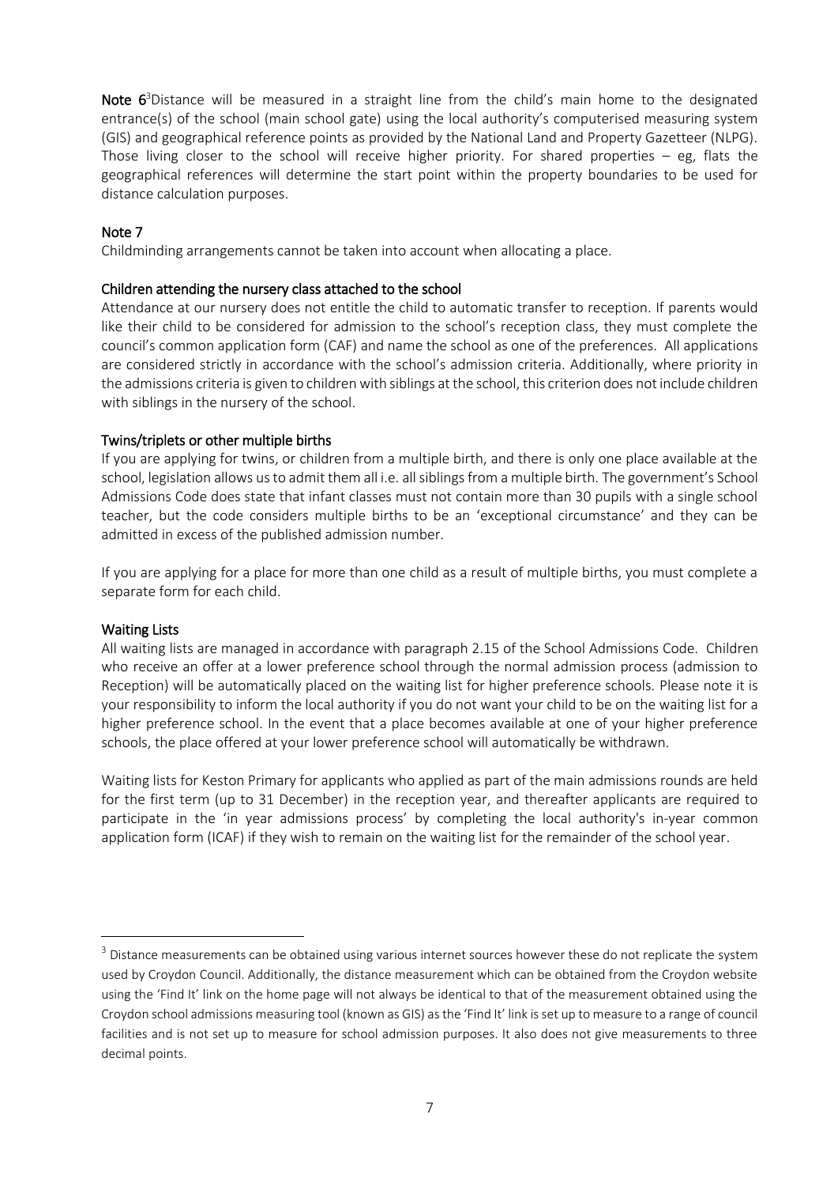**Note 6**[3] Distance will be measured in a straight line from the child's main home to the designated entrance(s) of the school (main school gate) using the local authority's computerised measuring system (GIS) and geographical reference points as provided by the National Land and Property Gazetteer (NLPG). Those living closer to the school will receive higher priority. For shared properties – eg, flats the geographical references will determine the start point within the property boundaries to be used for distance calculation purposes.

**Note 7**

Childminding arrangements cannot be taken into account when allocating a place.

**Children attending the nursery class attached to the school**

Attendance at our nursery does not entitle the child to automatic transfer to reception. If parents would like their child to be considered for admission to the school's reception class, they must complete the council's common application form (CAF) and name the school as one of the preferences. All applications are considered strictly in accordance with the school's admission criteria. Additionally, where priority in the admissions criteria is given to children with siblings at the school, this criterion does not include children with siblings in the nursery of the school.

**Twins/triplets or other multiple births**

If you are applying for twins, or children from a multiple birth, and there is only one place available at the school, legislation allows us to admit them all i.e. all siblings from a multiple birth. The government's School Admissions Code does state that infant classes must not contain more than 30 pupils with a single school teacher, but the code considers multiple births to be an 'exceptional circumstance' and they can be admitted in excess of the published admission number.

If you are applying for a place for more than one child as a result of multiple births, you must complete a separate form for each child.

**Waiting Lists**

All waiting lists are managed in accordance with paragraph 2.15 of the School Admissions Code. Children who receive an offer at a lower preference school through the normal admission process (admission to Reception) will be automatically placed on the waiting list for higher preference schools. Please note it is your responsibility to inform the local authority if you do not want your child to be on the waiting list for a higher preference school. In the event that a place becomes available at one of your higher preference schools, the place offered at your lower preference school will automatically be withdrawn.

Waiting lists for Keston Primary for applicants who applied as part of the main admissions rounds are held for the first term (up to 31 December) in the reception year, and thereafter applicants are required to participate in the 'in year admissions process' by completing the local authority's in-year common application form (ICAF) if they wish to remain on the waiting list for the remainder of the school year.

---

[3] Distance measurements can be obtained using various internet sources however these do not replicate the system used by Croydon Council. Additionally, the distance measurement which can be obtained from the Croydon website using the 'Find It' link on the home page will not always be identical to that of the measurement obtained using the Croydon school admissions measuring tool (known as GIS) as the 'Find It' link is set up to measure to a range of council facilities and is not set up to measure for school admission purposes. It also does not give measurements to three decimal points.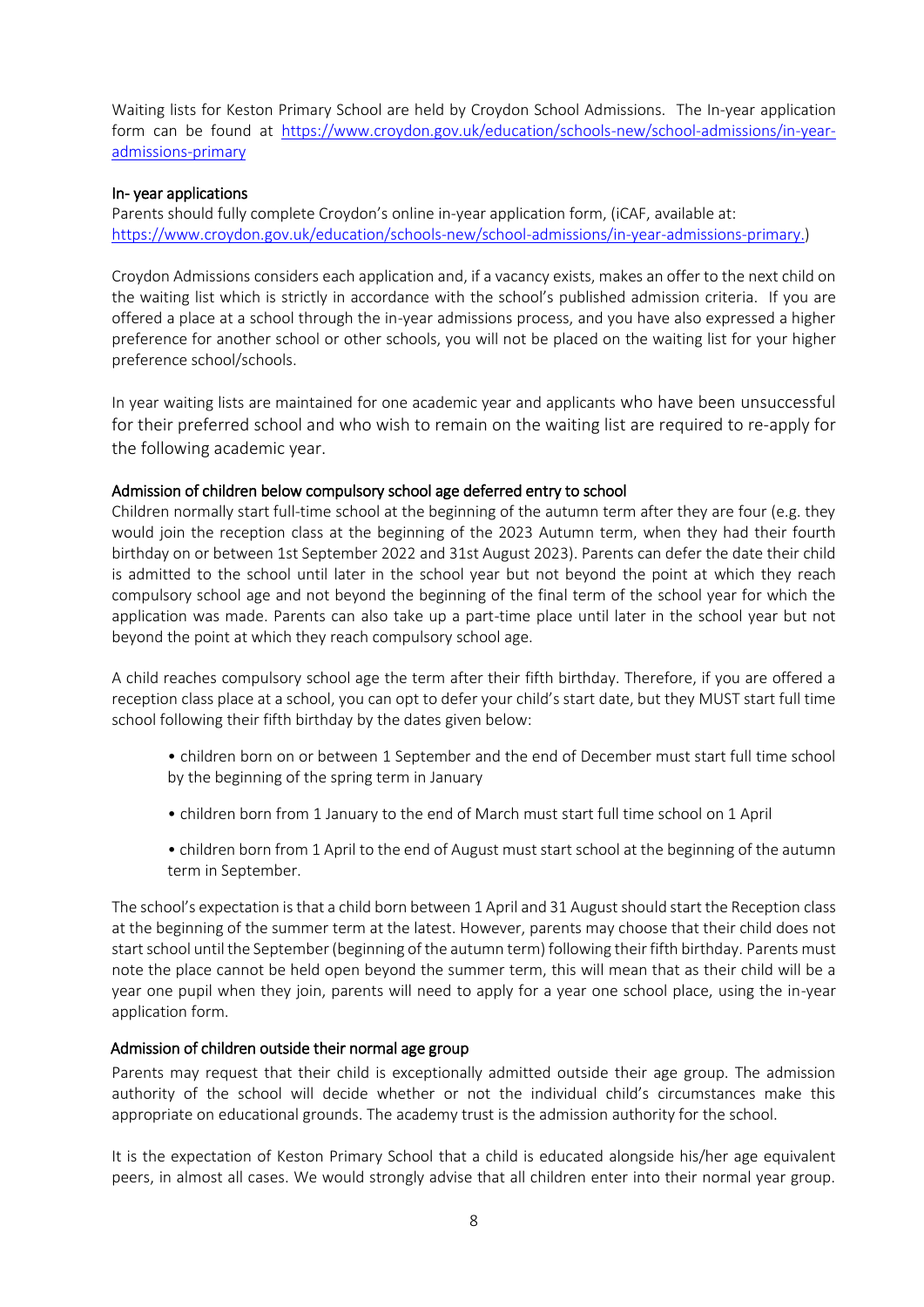Waiting lists for Keston Primary School are held by Croydon School Admissions. The In-year application form can be found at [https://www.croydon.gov.uk/education/schools-new/school-admissions/in-year-admissions-primary](https://www.croydon.gov.uk/education/schools-new/school-admissions/in-year-admissions-primary)

## In- year applications

Parents should fully complete Croydon's online in-year application form, (iCAF, available at: [https://www.croydon.gov.uk/education/schools-new/school-admissions/in-year-admissions-primary.](https://www.croydon.gov.uk/education/schools-new/school-admissions/in-year-admissions-primary))

Croydon Admissions considers each application and, if a vacancy exists, makes an offer to the next child on the waiting list which is strictly in accordance with the school's published admission criteria. If you are offered a place at a school through the in-year admissions process, and you have also expressed a higher preference for another school or other schools, you will not be placed on the waiting list for your higher preference school/schools.

In year waiting lists are maintained for one academic year and applicants who have been unsuccessful for their preferred school and who wish to remain on the waiting list are required to re-apply for the following academic year.

## Admission of children below compulsory school age deferred entry to school

Children normally start full-time school at the beginning of the autumn term after they are four (e.g. they would join the reception class at the beginning of the 2023 Autumn term, when they had their fourth birthday on or between 1st September 2022 and 31st August 2023). Parents can defer the date their child is admitted to the school until later in the school year but not beyond the point at which they reach compulsory school age and not beyond the beginning of the final term of the school year for which the application was made. Parents can also take up a part-time place until later in the school year but not beyond the point at which they reach compulsory school age.

A child reaches compulsory school age the term after their fifth birthday. Therefore, if you are offered a reception class place at a school, you can opt to defer your child's start date, but they MUST start full time school following their fifth birthday by the dates given below:

- children born on or between 1 September and the end of December must start full time school by the beginning of the spring term in January
- children born from 1 January to the end of March must start full time school on 1 April
- children born from 1 April to the end of August must start school at the beginning of the autumn term in September.

The school's expectation is that a child born between 1 April and 31 August should start the Reception class at the beginning of the summer term at the latest. However, parents may choose that their child does not start school until the September (beginning of the autumn term) following their fifth birthday. Parents must note the place cannot be held open beyond the summer term, this will mean that as their child will be a year one pupil when they join, parents will need to apply for a year one school place, using the in-year application form.

## Admission of children outside their normal age group

Parents may request that their child is exceptionally admitted outside their age group. The admission authority of the school will decide whether or not the individual child's circumstances make this appropriate on educational grounds. The academy trust is the admission authority for the school.

It is the expectation of Keston Primary School that a child is educated alongside his/her age equivalent peers, in almost all cases. We would strongly advise that all children enter into their normal year group.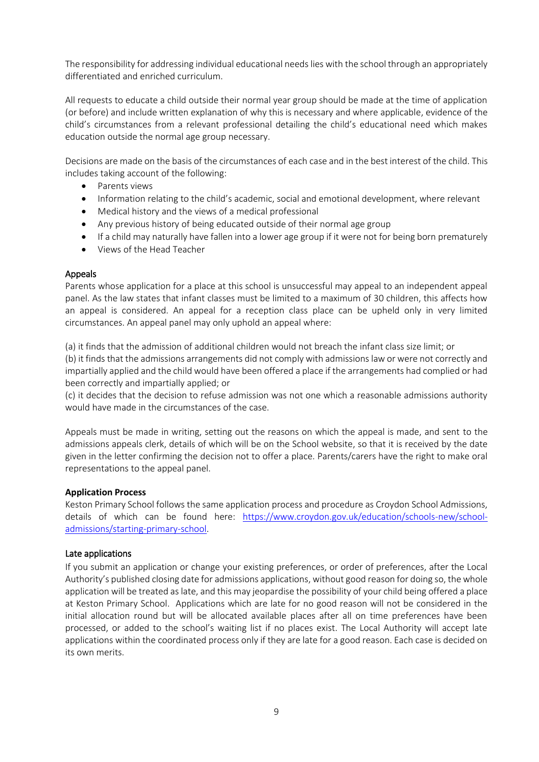The responsibility for addressing individual educational needs lies with the school through an appropriately differentiated and enriched curriculum.

All requests to educate a child outside their normal year group should be made at the time of application (or before) and include written explanation of why this is necessary and where applicable, evidence of the child's circumstances from a relevant professional detailing the child's educational need which makes education outside the normal age group necessary.

Decisions are made on the basis of the circumstances of each case and in the best interest of the child. This includes taking account of the following:

- Parents views
- Information relating to the child's academic, social and emotional development, where relevant
- Medical history and the views of a medical professional
- Any previous history of being educated outside of their normal age group
- If a child may naturally have fallen into a lower age group if it were not for being born prematurely
- Views of the Head Teacher

### Appeals

Parents whose application for a place at this school is unsuccessful may appeal to an independent appeal panel. As the law states that infant classes must be limited to a maximum of 30 children, this affects how an appeal is considered. An appeal for a reception class place can be upheld only in very limited circumstances. An appeal panel may only uphold an appeal where:

(a) it finds that the admission of additional children would not breach the infant class size limit; or
(b) it finds that the admissions arrangements did not comply with admissions law or were not correctly and impartially applied and the child would have been offered a place if the arrangements had complied or had been correctly and impartially applied; or
(c) it decides that the decision to refuse admission was not one which a reasonable admissions authority would have made in the circumstances of the case.

Appeals must be made in writing, setting out the reasons on which the appeal is made, and sent to the admissions appeals clerk, details of which will be on the School website, so that it is received by the date given in the letter confirming the decision not to offer a place. Parents/carers have the right to make oral representations to the appeal panel.

### Application Process

Keston Primary School follows the same application process and procedure as Croydon School Admissions, details of which can be found here: [https://www.croydon.gov.uk/education/schools-new/school-admissions/starting-primary-school](https://www.croydon.gov.uk/education/schools-new/school-admissions/starting-primary-school).

### Late applications

If you submit an application or change your existing preferences, or order of preferences, after the Local Authority's published closing date for admissions applications, without good reason for doing so, the whole application will be treated as late, and this may jeopardise the possibility of your child being offered a place at Keston Primary School. Applications which are late for no good reason will not be considered in the initial allocation round but will be allocated available places after all on time preferences have been processed, or added to the school's waiting list if no places exist. The Local Authority will accept late applications within the coordinated process only if they are late for a good reason. Each case is decided on its own merits.